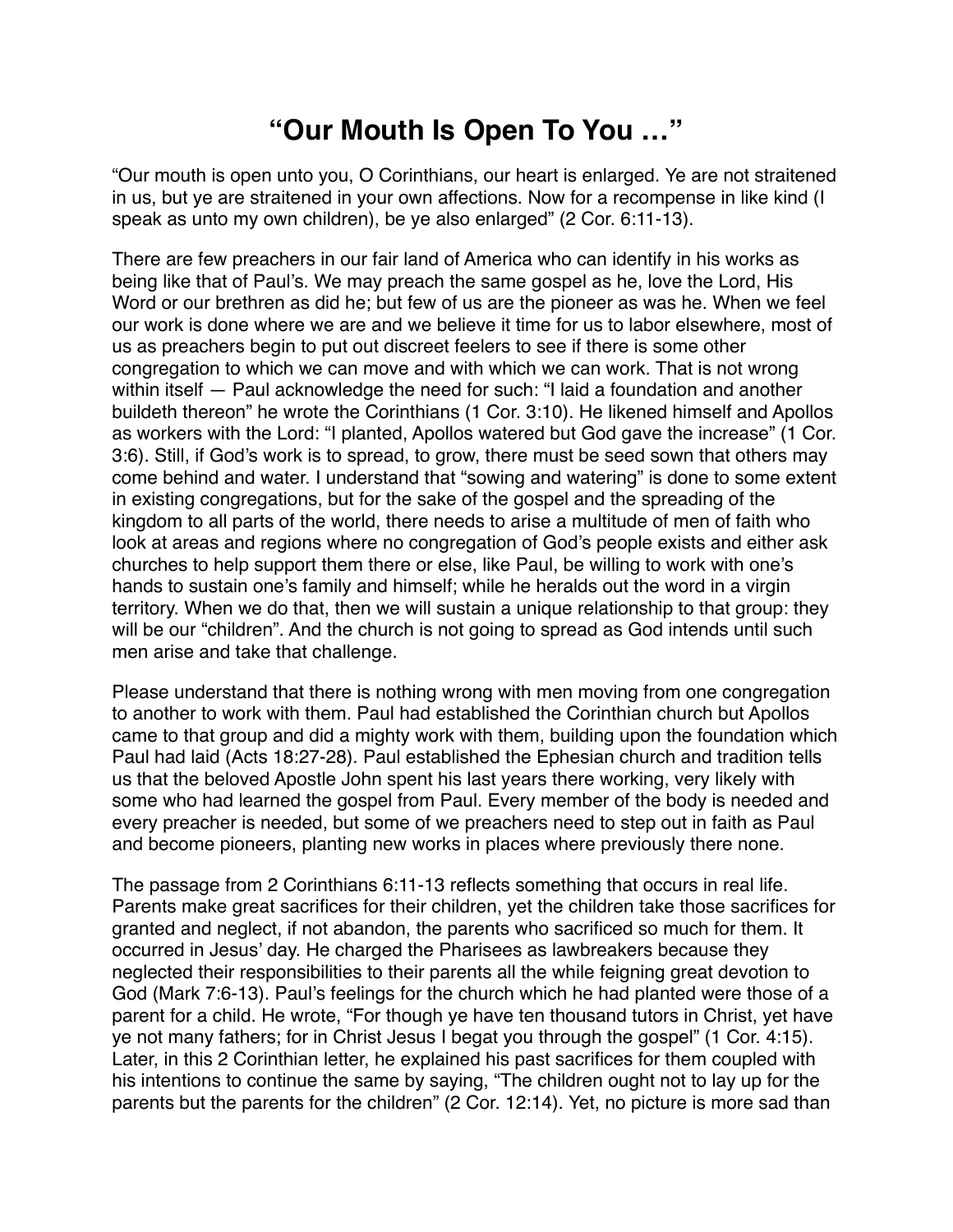# "Our Mouth Is Open To You …"

"Our mouth is open unto you, O Corinthians, our heart is enlarged. Ye are not straitened in us, but ye are straitened in your own affections. Now for a recompense in like kind (I speak as unto my own children), be ye also enlarged" (2 Cor. 6:11-13).

There are few preachers in our fair land of America who can identify in his works as being like that of Paul's. We may preach the same gospel as he, love the Lord, His Word or our brethren as did he; but few of us are the pioneer as was he. When we feel our work is done where we are and we believe it time for us to labor elsewhere, most of us as preachers begin to put out discreet feelers to see if there is some other congregation to which we can move and with which we can work. That is not wrong within itself — Paul acknowledge the need for such: "I laid a foundation and another buildeth thereon" he wrote the Corinthians (1 Cor. 3:10). He likened himself and Apollos as workers with the Lord: "I planted, Apollos watered but God gave the increase" (1 Cor. 3:6). Still, if God's work is to spread, to grow, there must be seed sown that others may come behind and water. I understand that "sowing and watering" is done to some extent in existing congregations, but for the sake of the gospel and the spreading of the kingdom to all parts of the world, there needs to arise a multitude of men of faith who look at areas and regions where no congregation of God's people exists and either ask churches to help support them there or else, like Paul, be willing to work with one's hands to sustain one's family and himself; while he heralds out the word in a virgin territory. When we do that, then we will sustain a unique relationship to that group: they will be our "children". And the church is not going to spread as God intends until such men arise and take that challenge.

Please understand that there is nothing wrong with men moving from one congregation to another to work with them. Paul had established the Corinthian church but Apollos came to that group and did a mighty work with them, building upon the foundation which Paul had laid (Acts 18:27-28). Paul established the Ephesian church and tradition tells us that the beloved Apostle John spent his last years there working, very likely with some who had learned the gospel from Paul. Every member of the body is needed and every preacher is needed, but some of we preachers need to step out in faith as Paul and become pioneers, planting new works in places where previously there none.

The passage from 2 Corinthians 6:11-13 reflects something that occurs in real life. Parents make great sacrifices for their children, yet the children take those sacrifices for granted and neglect, if not abandon, the parents who sacrificed so much for them. It occurred in Jesus' day. He charged the Pharisees as lawbreakers because they neglected their responsibilities to their parents all the while feigning great devotion to God (Mark 7:6-13). Paul's feelings for the church which he had planted were those of a parent for a child. He wrote, "For though ye have ten thousand tutors in Christ, yet have ye not many fathers; for in Christ Jesus I begat you through the gospel" (1 Cor. 4:15). Later, in this 2 Corinthian letter, he explained his past sacrifices for them coupled with his intentions to continue the same by saying, "The children ought not to lay up for the parents but the parents for the children" (2 Cor. 12:14). Yet, no picture is more sad than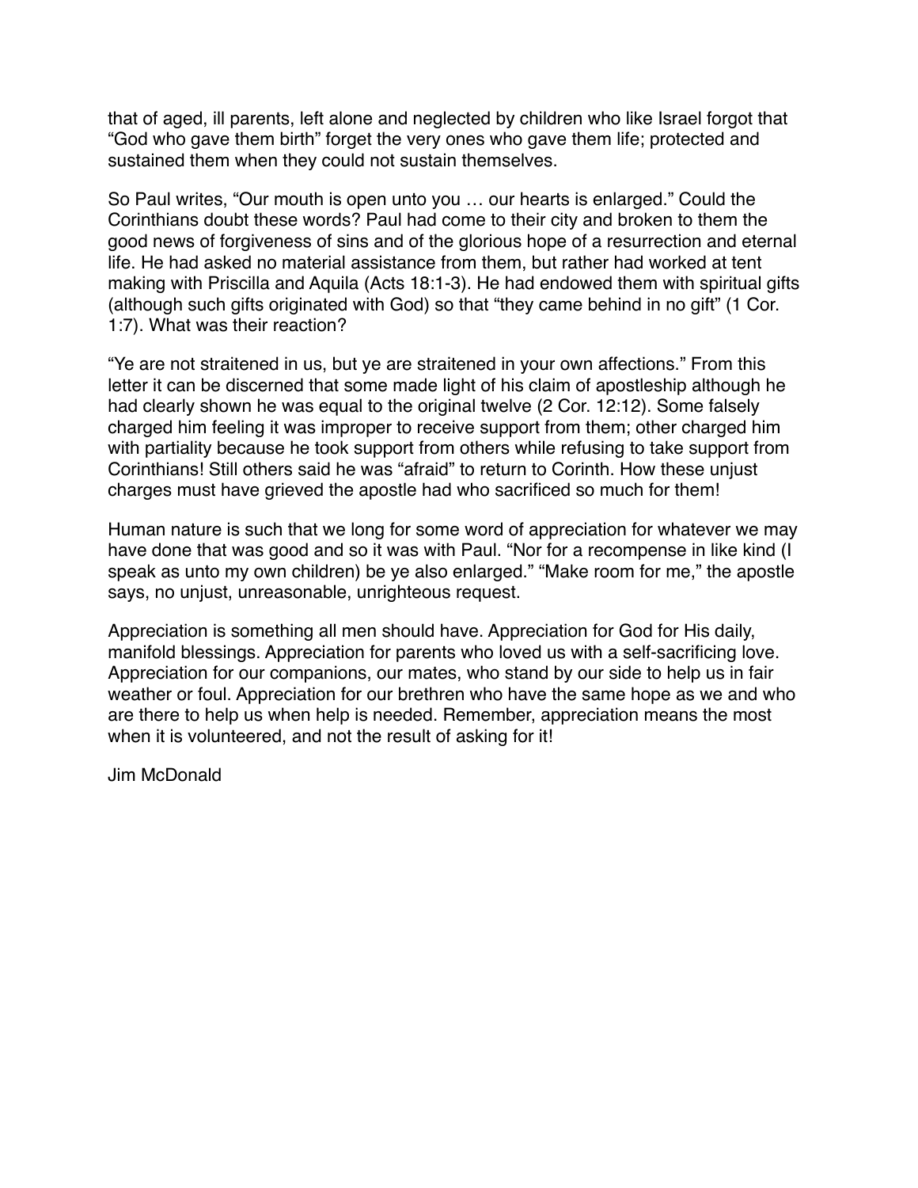that of aged, ill parents, left alone and neglected by children who like Israel forgot that "God who gave them birth" forget the very ones who gave them life; protected and sustained them when they could not sustain themselves.

So Paul writes, "Our mouth is open unto you … our hearts is enlarged." Could the Corinthians doubt these words? Paul had come to their city and broken to them the good news of forgiveness of sins and of the glorious hope of a resurrection and eternal life. He had asked no material assistance from them, but rather had worked at tent making with Priscilla and Aquila (Acts 18:1-3). He had endowed them with spiritual gifts (although such gifts originated with God) so that "they came behind in no gift" (1 Cor. 1:7). What was their reaction?

"Ye are not straitened in us, but ye are straitened in your own affections." From this letter it can be discerned that some made light of his claim of apostleship although he had clearly shown he was equal to the original twelve (2 Cor. 12:12). Some falsely charged him feeling it was improper to receive support from them; other charged him with partiality because he took support from others while refusing to take support from Corinthians! Still others said he was "afraid" to return to Corinth. How these unjust charges must have grieved the apostle had who sacrificed so much for them!

Human nature is such that we long for some word of appreciation for whatever we may have done that was good and so it was with Paul. "Nor for a recompense in like kind (I speak as unto my own children) be ye also enlarged." "Make room for me," the apostle says, no unjust, unreasonable, unrighteous request.

Appreciation is something all men should have. Appreciation for God for His daily, manifold blessings. Appreciation for parents who loved us with a self-sacrificing love. Appreciation for our companions, our mates, who stand by our side to help us in fair weather or foul. Appreciation for our brethren who have the same hope as we and who are there to help us when help is needed. Remember, appreciation means the most when it is volunteered, and not the result of asking for it!

Jim McDonald